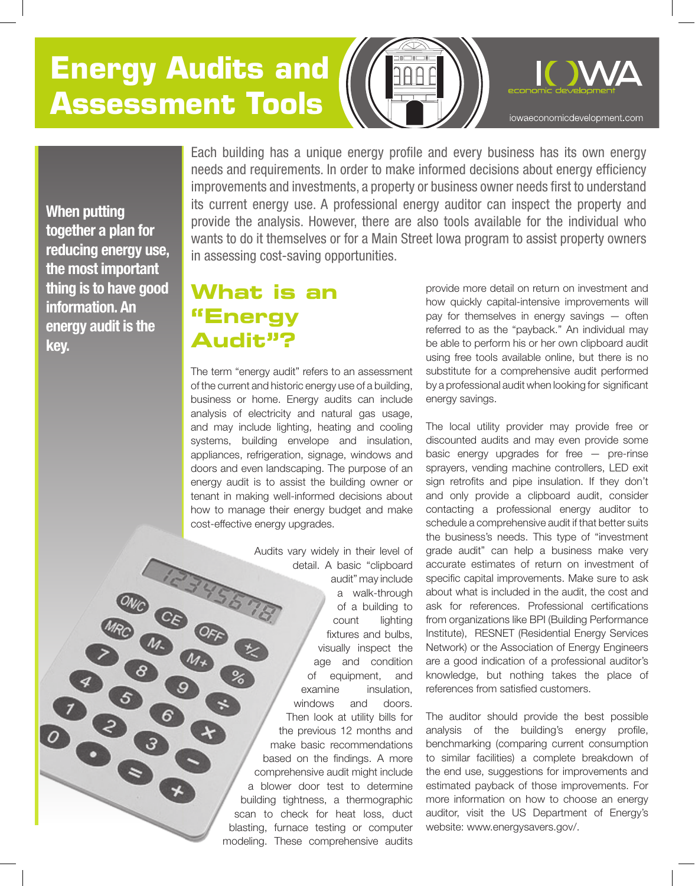# Energy Audits and Assessment Tools

iowaeconomicdevelopment.com

**When putting together a plan for reducing energy use, the most important thing is to have good information. An energy audit is the key.**

Each building has a unique energy profile and every business has its own energy needs and requirements. In order to make informed decisions about energy efficiency improvements and investments, a property or business owner needs first to understand its current energy use. A professional energy auditor can inspect the property and provide the analysis. However, there are also tools available for the individual who wants to do it themselves or for a Main Street Iowa program to assist property owners in assessing cost-saving opportunities.

## What is an "Energy Audit"?

The term "energy audit" refers to an assessment of the current and historic energy use of a building, business or home. Energy audits can include analysis of electricity and natural gas usage, and may include lighting, heating and cooling systems, building envelope and insulation, appliances, refrigeration, signage, windows and doors and even landscaping. The purpose of an energy audit is to assist the building owner or tenant in making well-informed decisions about how to manage their energy budget and make cost-effective energy upgrades.

Audits vary widely in their level of detail. A basic "clipboard audit" may include a walk-through of a building to count lighting fixtures and bulbs, visually inspect the age and condition of equipment, and examine insulation, windows and doors. Then look at utility bills for the previous 12 months and make basic recommendations based on the findings. A more comprehensive audit might include a blower door test to determine building tightness, a thermographic scan to check for heat loss, duct blasting, furnace testing or computer modeling. These comprehensive audits provide more detail on return on investment and how quickly capital-intensive improvements will pay for themselves in energy savings — often referred to as the "payback." An individual may be able to perform his or her own clipboard audit using free tools available online, but there is no substitute for a comprehensive audit performed by a professional audit when looking for significant energy savings.

The local utility provider may provide free or discounted audits and may even provide some basic energy upgrades for free — pre-rinse sprayers, vending machine controllers, LED exit sign retrofits and pipe insulation. If they don't and only provide a clipboard audit, consider contacting a professional energy auditor to schedule a comprehensive audit if that better suits the business's needs. This type of "investment grade audit" can help a business make very accurate estimates of return on investment of specific capital improvements. Make sure to ask about what is included in the audit, the cost and ask for references. Professional certifications from organizations like BPI (Building Performance Institute), RESNET (Residential Energy Services Network) or the Association of Energy Engineers are a good indication of a professional auditor's knowledge, but nothing takes the place of references from satisfied customers.

The auditor should provide the best possible analysis of the building's energy profile, benchmarking (comparing current consumption to similar facilities) a complete breakdown of the end use, suggestions for improvements and estimated payback of those improvements. For more information on how to choose an energy auditor, visit the US Department of Energy's website: www.energysavers.gov/.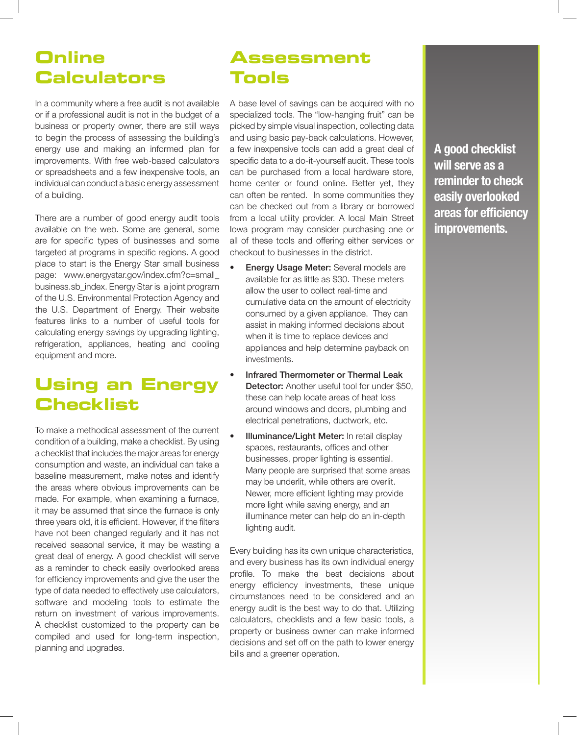## Online Calculators

In a community where a free audit is not available or if a professional audit is not in the budget of a business or property owner, there are still ways to begin the process of assessing the building's energy use and making an informed plan for improvements. With free web-based calculators or spreadsheets and a few inexpensive tools, an individual can conduct a basic energy assessment of a building.

There are a number of good energy audit tools available on the web. Some are general, some are for specific types of businesses and some targeted at programs in specific regions. A good place to start is the Energy Star small business page: www.energystar.gov/index.cfm?c=small_business.sb_index. Energy Star is a joint program of the U.S. Environmental Protection Agency and the U.S. Department of Energy. Their website features links to a number of useful tools for calculating energy savings by upgrading lighting, refrigeration, appliances, heating and cooling equipment and more.

## Using an Energy Checklist

To make a methodical assessment of the current condition of a building, make a checklist. By using a checklist that includes the major areas for energy consumption and waste, an individual can take a baseline measurement, make notes and identify the areas where obvious improvements can be made. For example, when examining a furnace, it may be assumed that since the furnace is only three years old, it is efficient. However, if the filters have not been changed regularly and it has not received seasonal service, it may be wasting a great deal of energy. A good checklist will serve as a reminder to check easily overlooked areas for efficiency improvements and give the user the type of data needed to effectively use calculators, software and modeling tools to estimate the return on investment of various improvements. A checklist customized to the property can be compiled and used for long-term inspection, planning and upgrades.

## Assessment Tools

A base level of savings can be acquired with no specialized tools. The "low-hanging fruit" can be picked by simple visual inspection, collecting data and using basic pay-back calculations. However, a few inexpensive tools can add a great deal of specific data to a do-it-yourself audit. These tools can be purchased from a local hardware store, home center or found online. Better yet, they can often be rented. In some communities they can be checked out from a library or borrowed from a local utility provider. A local Main Street Iowa program may consider purchasing one or all of these tools and offering either services or checkout to businesses in the district.

- **Energy Usage Meter:** Several models are available for as little as $30. These meters allow the user to collect real-time and cumulative data on the amount of electricity consumed by a given appliance. They can assist in making informed decisions about when it is time to replace devices and appliances and help determine payback on investments.
- **Infrared Thermometer or Thermal Leak Detector:** Another useful tool for under $50, these can help locate areas of heat loss around windows and doors, plumbing and electrical penetrations, ductwork, etc.
- **Illuminance/Light Meter:** In retail display spaces, restaurants, offices and other businesses, proper lighting is essential. Many people are surprised that some areas may be underlit, while others are overlit. Newer, more efficient lighting may provide more light while saving energy, and an illuminance meter can help do an in-depth lighting audit.

Every building has its own unique characteristics, and every business has its own individual energy profile. To make the best decisions about energy efficiency investments, these unique circumstances need to be considered and an energy audit is the best way to do that. Utilizing calculators, checklists and a few basic tools, a property or business owner can make informed decisions and set off on the path to lower energy bills and a greener operation.

**A good checklist will serve as a reminder to check easily overlooked areas for efficiency improvements.**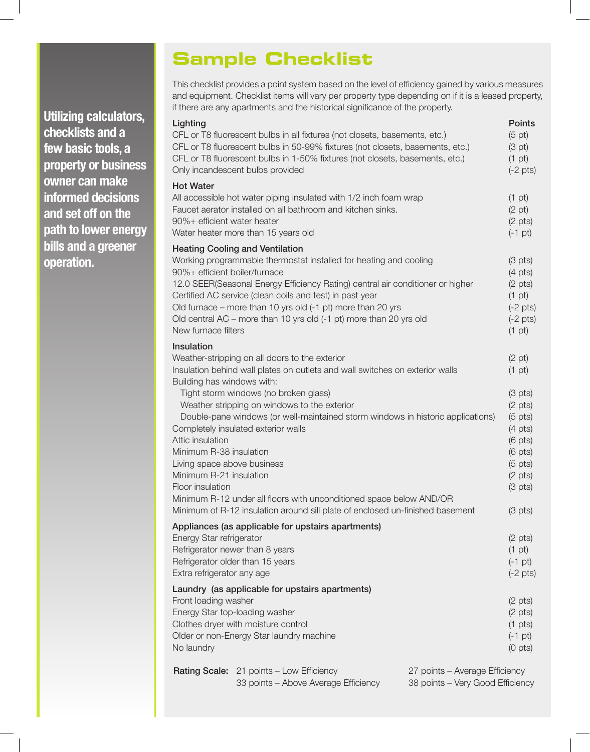**Utilizing calculators, checklists and a few basic tools, a property or business owner can make informed decisions and set off on the path to lower energy bills and a greener operation.**

# Sample Checklist

This checklist provides a point system based on the level of efficiency gained by various measures and equipment. Checklist items will vary per property type depending on if it is a leased property, if there are any apartments and the historical significance of the property.

| Lighting | Points |
|---|---|
| CFL or T8 fluorescent bulbs in all fixtures (not closets, basements, etc.) | (5 pt) |
| CFL or T8 fluorescent bulbs in 50-99% fixtures (not closets, basements, etc.) | (3 pt) |
| CFL or T8 fluorescent bulbs in 1-50% fixtures (not closets, basements, etc.) | (1 pt) |
| Only incandescent bulbs provided | (-2 pts) |
| **Hot Water** | |
| All accessible hot water piping insulated with 1/2 inch foam wrap | (1 pt) |
| Faucet aerator installed on all bathroom and kitchen sinks. | (2 pt) |
| 90%+ efficient water heater | (2 pts) |
| Water heater more than 15 years old | (-1 pt) |
| **Heating Cooling and Ventilation** | |
| Working programmable thermostat installed for heating and cooling | (3 pts) |
| 90%+ efficient boiler/furnace | (4 pts) |
| 12.0 SEER(Seasonal Energy Efficiency Rating) central air conditioner or higher | (2 pts) |
| Certified AC service (clean coils and test) in past year | (1 pt) |
| Old furnace – more than 10 yrs old (-1 pt) more than 20 yrs | (-2 pts) |
| Old central AC – more than 10 yrs old (-1 pt) more than 20 yrs old | (-2 pts) |
| New furnace filters | (1 pt) |
| **Insulation** | |
| Weather-stripping on all doors to the exterior | (2 pt) |
| Insulation behind wall plates on outlets and wall switches on exterior walls | (1 pt) |
| Building has windows with: | |
| Tight storm windows (no broken glass) | (3 pts) |
| Weather stripping on windows to the exterior | (2 pts) |
| Double-pane windows (or well-maintained storm windows in historic applications) | (5 pts) |
| Completely insulated exterior walls | (4 pts) |
| Attic insulation | (6 pts) |
| Minimum R-38 insulation | (6 pts) |
| Living space above business | (5 pts) |
| Minimum R-21 insulation | (2 pts) |
| Floor insulation | (3 pts) |
| Minimum R-12 under all floors with unconditioned space below AND/OR Minimum of R-12 insulation around sill plate of enclosed un-finished basement | (3 pts) |
| **Appliances (as applicable for upstairs apartments)** | |
| Energy Star refrigerator | (2 pts) |
| Refrigerator newer than 8 years | (1 pt) |
| Refrigerator older than 15 years | (-1 pt) |
| Extra refrigerator any age | (-2 pts) |
| **Laundry (as applicable for upstairs apartments)** | |
| Front loading washer | (2 pts) |
| Energy Star top-loading washer | (2 pts) |
| Clothes dryer with moisture control | (1 pts) |
| Older or non-Energy Star laundry machine | (-1 pt) |
| No laundry | (0 pts) |

**Rating Scale:** 21 points – Low Efficiency; 27 points – Average Efficiency; 33 points – Above Average Efficiency; 38 points – Very Good Efficiency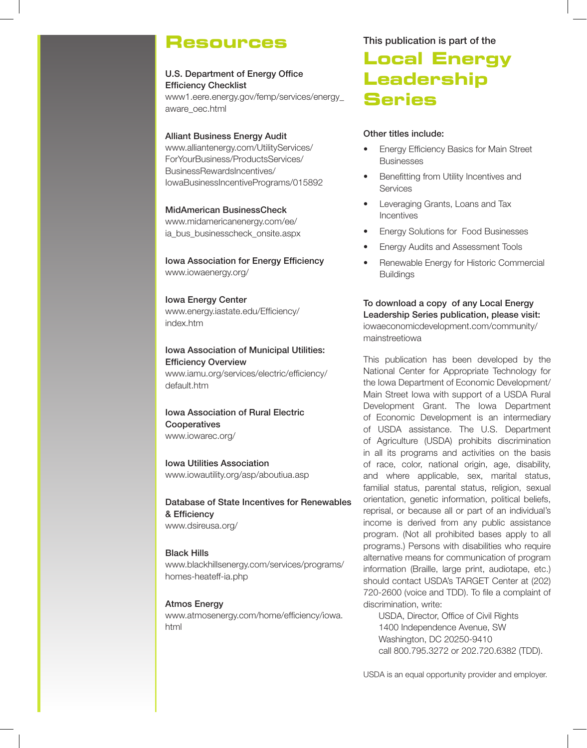# Resources

**U.S. Department of Energy Office Efficiency Checklist**
www1.eere.energy.gov/femp/services/energy_aware_oec.html

**Alliant Business Energy Audit**
www.alliantenergy.com/UtilityServices/ForYourBusiness/ProductsServices/BusinessRewardsIncentives/IowaBusinessIncentivePrograms/015892

**MidAmerican BusinessCheck**
www.midamericanenergy.com/ee/ia_bus_businesscheck_onsite.aspx

**Iowa Association for Energy Efficiency**
www.iowaenergy.org/

**Iowa Energy Center**
www.energy.iastate.edu/Efficiency/index.htm

**Iowa Association of Municipal Utilities: Efficiency Overview**
www.iamu.org/services/electric/efficiency/default.htm

**Iowa Association of Rural Electric Cooperatives**
www.iowarec.org/

**Iowa Utilities Association**
www.iowautility.org/asp/aboutiua.asp

**Database of State Incentives for Renewables & Efficiency**
www.dsireusa.org/

**Black Hills**
www.blackhillsenergy.com/services/programs/homes-heateff-ia.php

**Atmos Energy**
www.atmosenergy.com/home/efficiency/iowa.html

This publication is part of the

# Local Energy Leadership Series

**Other titles include:**

- Energy Efficiency Basics for Main Street Businesses
- Benefitting from Utility Incentives and Services
- Leveraging Grants, Loans and Tax Incentives
- Energy Solutions for Food Businesses
- Energy Audits and Assessment Tools
- Renewable Energy for Historic Commercial Buildings

**To download a copy of any Local Energy Leadership Series publication, please visit:**
iowaeconomicdevelopment.com/community/mainstreetiowa

This publication has been developed by the National Center for Appropriate Technology for the Iowa Department of Economic Development/Main Street Iowa with support of a USDA Rural Development Grant. The Iowa Department of Economic Development is an intermediary of USDA assistance. The U.S. Department of Agriculture (USDA) prohibits discrimination in all its programs and activities on the basis of race, color, national origin, age, disability, and where applicable, sex, marital status, familial status, parental status, religion, sexual orientation, genetic information, political beliefs, reprisal, or because all or part of an individual's income is derived from any public assistance program. (Not all prohibited bases apply to all programs.) Persons with disabilities who require alternative means for communication of program information (Braille, large print, audiotape, etc.) should contact USDA's TARGET Center at (202) 720-2600 (voice and TDD). To file a complaint of discrimination, write:

USDA, Director, Office of Civil Rights
1400 Independence Avenue, SW
Washington, DC 20250-9410
call 800.795.3272 or 202.720.6382 (TDD).

USDA is an equal opportunity provider and employer.